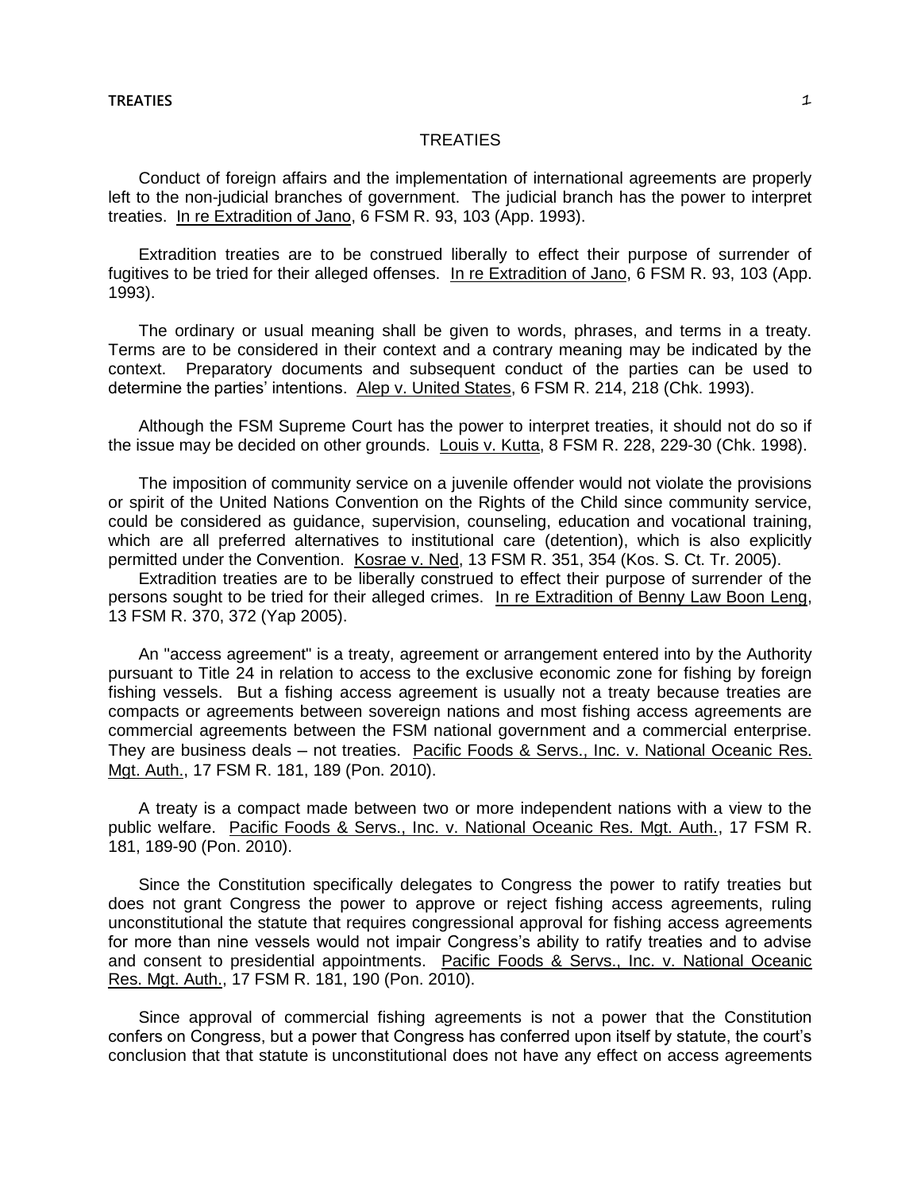# TREATIES

Conduct of foreign affairs and the implementation of international agreements are properly left to the non-judicial branches of government. The judicial branch has the power to interpret treaties. In re Extradition of Jano, 6 FSM R. 93, 103 (App. 1993).

Extradition treaties are to be construed liberally to effect their purpose of surrender of fugitives to be tried for their alleged offenses. In re Extradition of Jano, 6 FSM R. 93, 103 (App. 1993).

The ordinary or usual meaning shall be given to words, phrases, and terms in a treaty. Terms are to be considered in their context and a contrary meaning may be indicated by the context. Preparatory documents and subsequent conduct of the parties can be used to determine the parties' intentions. Alep v. United States, 6 FSM R. 214, 218 (Chk. 1993).

Although the FSM Supreme Court has the power to interpret treaties, it should not do so if the issue may be decided on other grounds. Louis v. Kutta, 8 FSM R. 228, 229-30 (Chk. 1998).

The imposition of community service on a juvenile offender would not violate the provisions or spirit of the United Nations Convention on the Rights of the Child since community service, could be considered as guidance, supervision, counseling, education and vocational training, which are all preferred alternatives to institutional care (detention), which is also explicitly permitted under the Convention. Kosrae v. Ned, 13 FSM R. 351, 354 (Kos. S. Ct. Tr. 2005).

Extradition treaties are to be liberally construed to effect their purpose of surrender of the persons sought to be tried for their alleged crimes. In re Extradition of Benny Law Boon Leng, 13 FSM R. 370, 372 (Yap 2005).

An "access agreement" is a treaty, agreement or arrangement entered into by the Authority pursuant to Title 24 in relation to access to the exclusive economic zone for fishing by foreign fishing vessels. But a fishing access agreement is usually not a treaty because treaties are compacts or agreements between sovereign nations and most fishing access agreements are commercial agreements between the FSM national government and a commercial enterprise. They are business deals – not treaties. Pacific Foods & Servs., Inc. v. National Oceanic Res. Mgt. Auth., 17 FSM R. 181, 189 (Pon. 2010).

A treaty is a compact made between two or more independent nations with a view to the public welfare. Pacific Foods & Servs., Inc. v. National Oceanic Res. Mgt. Auth., 17 FSM R. 181, 189-90 (Pon. 2010).

Since the Constitution specifically delegates to Congress the power to ratify treaties but does not grant Congress the power to approve or reject fishing access agreements, ruling unconstitutional the statute that requires congressional approval for fishing access agreements for more than nine vessels would not impair Congress's ability to ratify treaties and to advise and consent to presidential appointments. Pacific Foods & Servs., Inc. v. National Oceanic Res. Mgt. Auth., 17 FSM R. 181, 190 (Pon. 2010).

Since approval of commercial fishing agreements is not a power that the Constitution confers on Congress, but a power that Congress has conferred upon itself by statute, the court's conclusion that that statute is unconstitutional does not have any effect on access agreements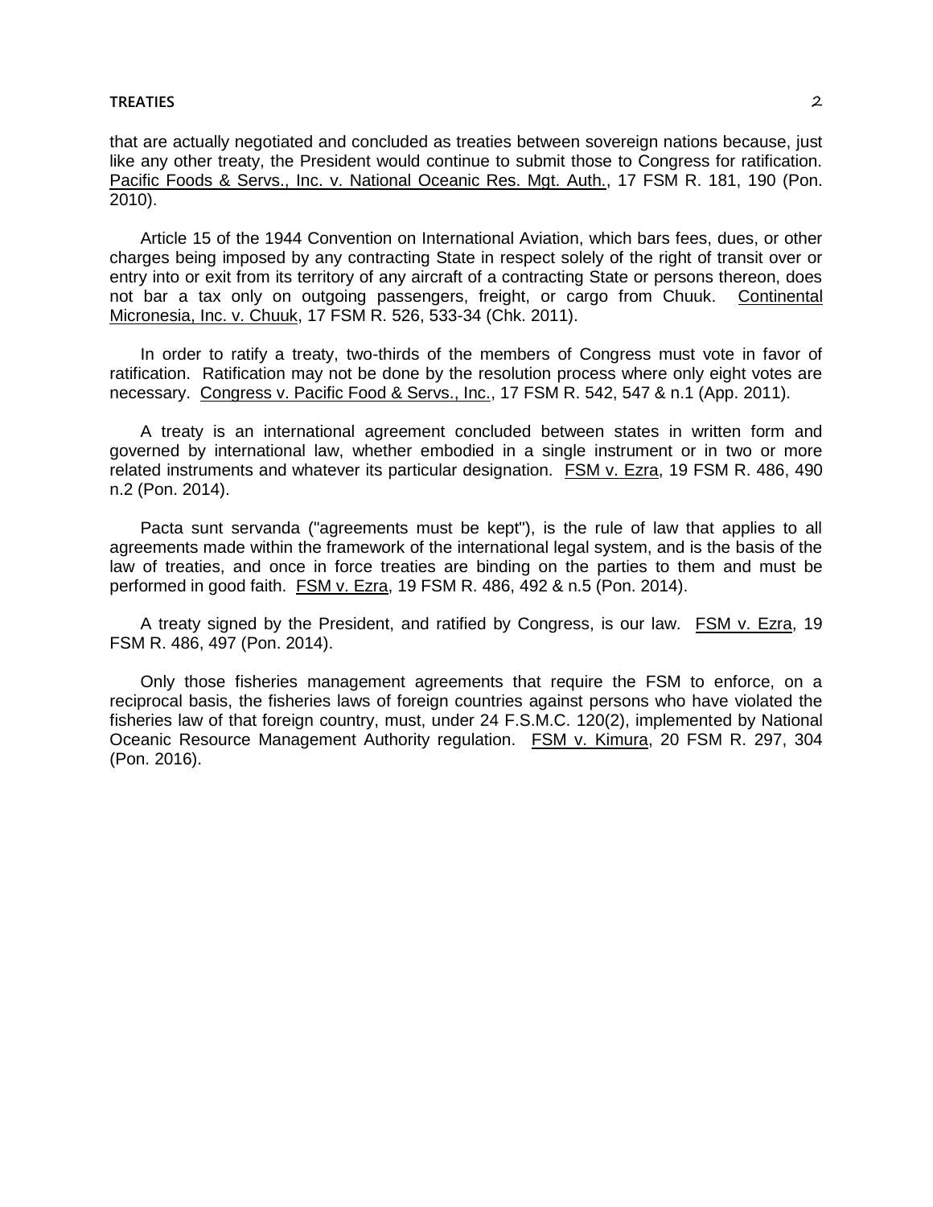that are actually negotiated and concluded as treaties between sovereign nations because, just like any other treaty, the President would continue to submit those to Congress for ratification. Pacific Foods & Servs., Inc. v. National Oceanic Res. Mgt. Auth., 17 FSM R. 181, 190 (Pon. 2010).

Article 15 of the 1944 Convention on International Aviation, which bars fees, dues, or other charges being imposed by any contracting State in respect solely of the right of transit over or entry into or exit from its territory of any aircraft of a contracting State or persons thereon, does not bar a tax only on outgoing passengers, freight, or cargo from Chuuk. Continental Micronesia, Inc. v. Chuuk, 17 FSM R. 526, 533-34 (Chk. 2011).

In order to ratify a treaty, two-thirds of the members of Congress must vote in favor of ratification. Ratification may not be done by the resolution process where only eight votes are necessary. Congress v. Pacific Food & Servs., Inc., 17 FSM R. 542, 547 & n.1 (App. 2011).

A treaty is an international agreement concluded between states in written form and governed by international law, whether embodied in a single instrument or in two or more related instruments and whatever its particular designation. FSM v. Ezra, 19 FSM R. 486, 490 n.2 (Pon. 2014).

Pacta sunt servanda ("agreements must be kept"), is the rule of law that applies to all agreements made within the framework of the international legal system, and is the basis of the law of treaties, and once in force treaties are binding on the parties to them and must be performed in good faith. FSM v. Ezra, 19 FSM R. 486, 492 & n.5 (Pon. 2014).

A treaty signed by the President, and ratified by Congress, is our law. FSM v. Ezra, 19 FSM R. 486, 497 (Pon. 2014).

Only those fisheries management agreements that require the FSM to enforce, on a reciprocal basis, the fisheries laws of foreign countries against persons who have violated the fisheries law of that foreign country, must, under 24 F.S.M.C. 120(2), implemented by National Oceanic Resource Management Authority regulation. FSM v. Kimura, 20 FSM R. 297, 304 (Pon. 2016).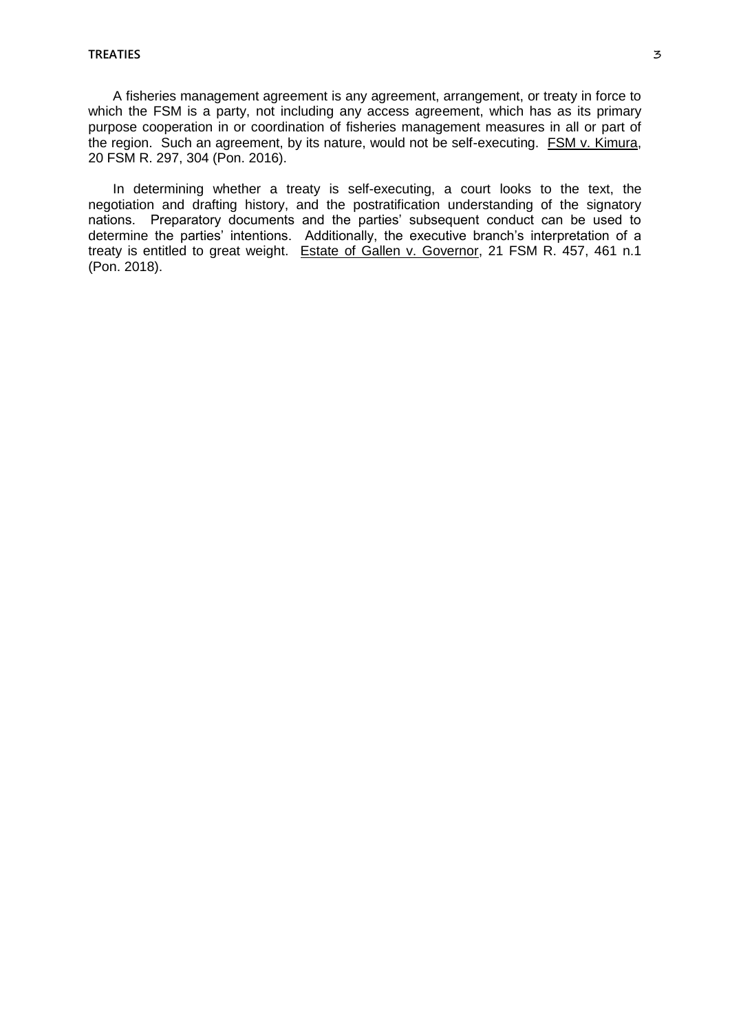A fisheries management agreement is any agreement, arrangement, or treaty in force to which the FSM is a party, not including any access agreement, which has as its primary purpose cooperation in or coordination of fisheries management measures in all or part of the region. Such an agreement, by its nature, would not be self-executing. FSM v. Kimura, 20 FSM R. 297, 304 (Pon. 2016).

In determining whether a treaty is self-executing, a court looks to the text, the negotiation and drafting history, and the postratification understanding of the signatory nations. Preparatory documents and the parties' subsequent conduct can be used to determine the parties' intentions. Additionally, the executive branch's interpretation of a treaty is entitled to great weight. Estate of Gallen v. Governor, 21 FSM R. 457, 461 n.1 (Pon. 2018).